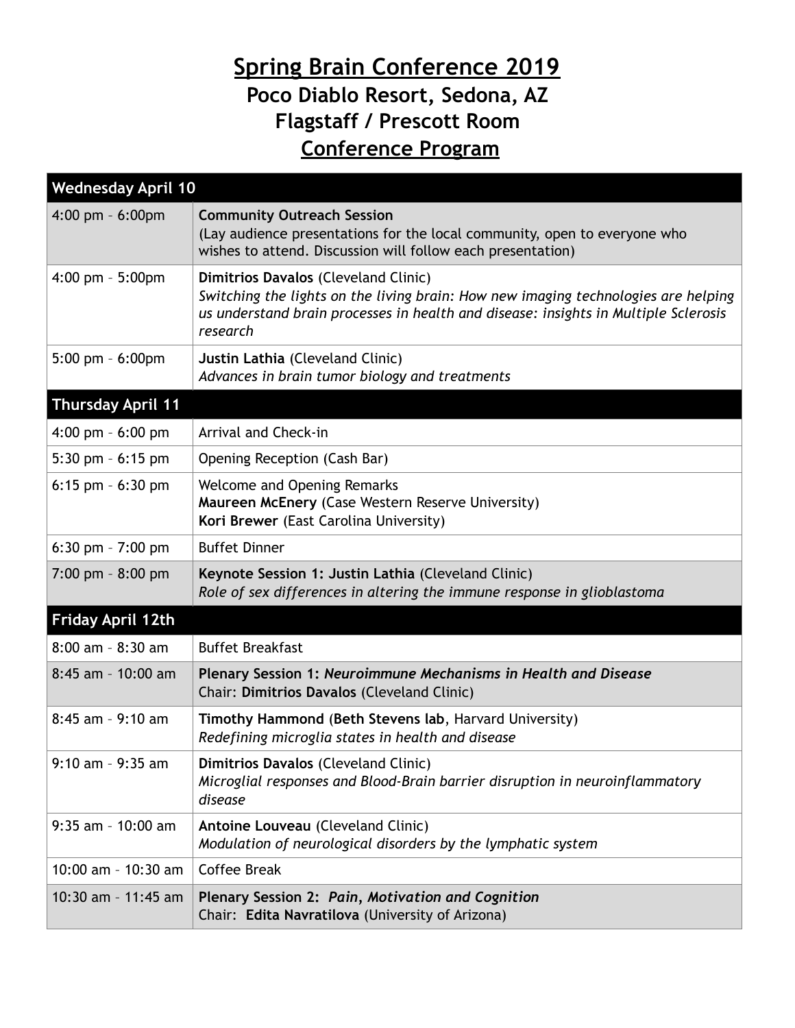# Spring Brain Conference 2019

## Poco Diablo Resort, Sedona, AZ

## Flagstaff / Prescott Room

## Conference Program

| Wednesday April 10 | |
|---|---|
| 4:00 pm – 6:00pm | **Community Outreach Session**<br>(Lay audience presentations for the local community, open to everyone who wishes to attend. Discussion will follow each presentation) |
| 4:00 pm – 5:00pm | **Dimitrios Davalos** (Cleveland Clinic)<br>*Switching the lights on the living brain: How new imaging technologies are helping us understand brain processes in health and disease: insights in Multiple Sclerosis research* |
| 5:00 pm – 6:00pm | **Justin Lathia** (Cleveland Clinic)<br>*Advances in brain tumor biology and treatments* |
| **Thursday April 11** | |
| 4:00 pm – 6:00 pm | Arrival and Check-in |
| 5:30 pm – 6:15 pm | Opening Reception (Cash Bar) |
| 6:15 pm – 6:30 pm | Welcome and Opening Remarks<br>**Maureen McEnery** (Case Western Reserve University)<br>**Kori Brewer** (East Carolina University) |
| 6:30 pm – 7:00 pm | Buffet Dinner |
| 7:00 pm – 8:00 pm | **Keynote Session 1: Justin Lathia** (Cleveland Clinic)<br>*Role of sex differences in altering the immune response in glioblastoma* |
| **Friday April 12th** | |
| 8:00 am – 8:30 am | Buffet Breakfast |
| 8:45 am – 10:00 am | **Plenary Session 1: *Neuroimmune Mechanisms in Health and Disease***<br>Chair: **Dimitrios Davalos** (Cleveland Clinic) |
| 8:45 am – 9:10 am | **Timothy Hammond** (**Beth Stevens lab**, Harvard University)<br>*Redefining microglia states in health and disease* |
| 9:10 am – 9:35 am | **Dimitrios Davalos** (Cleveland Clinic)<br>*Microglial responses and Blood-Brain barrier disruption in neuroinflammatory disease* |
| 9:35 am – 10:00 am | **Antoine Louveau** (Cleveland Clinic)<br>*Modulation of neurological disorders by the lymphatic system* |
| 10:00 am – 10:30 am | Coffee Break |
| 10:30 am – 11:45 am | **Plenary Session 2: *Pain, Motivation and Cognition***<br>Chair: **Edita Navratilova** (University of Arizona) |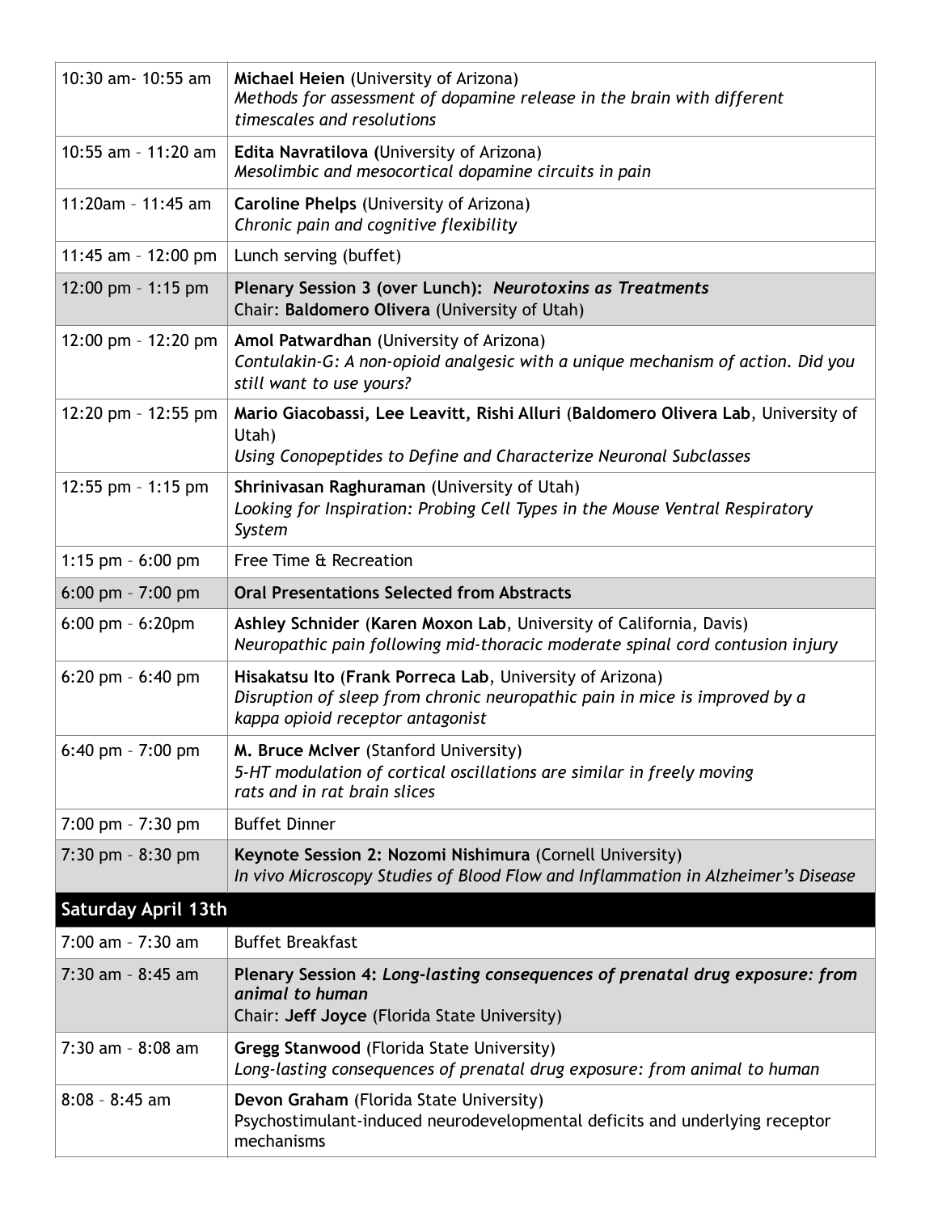| | |
|---|---|
| 10:30 am- 10:55 am | **Michael Heien** (University of Arizona)<br>*Methods for assessment of dopamine release in the brain with different timescales and resolutions* |
| 10:55 am – 11:20 am | **Edita Navratilova (**University of Arizona)<br>*Mesolimbic and mesocortical dopamine circuits in pain* |
| 11:20am – 11:45 am | **Caroline Phelps** (University of Arizona)<br>*Chronic pain and cognitive flexibility* |
| 11:45 am – 12:00 pm | Lunch serving (buffet) |
| 12:00 pm – 1:15 pm | **Plenary Session 3 (over Lunch):** ***Neurotoxins as Treatments***<br>Chair: **Baldomero Olivera** (University of Utah) |
| 12:00 pm – 12:20 pm | **Amol Patwardhan** (University of Arizona)<br>*Contulakin-G: A non-opioid analgesic with a unique mechanism of action. Did you still want to use yours?* |
| 12:20 pm – 12:55 pm | **Mario Giacobassi, Lee Leavitt, Rishi Alluri** (**Baldomero Olivera Lab**, University of Utah)<br>*Using Conopeptides to Define and Characterize Neuronal Subclasses* |
| 12:55 pm – 1:15 pm | **Shrinivasan Raghuraman** (University of Utah)<br>*Looking for Inspiration: Probing Cell Types in the Mouse Ventral Respiratory System* |
| 1:15 pm – 6:00 pm | Free Time & Recreation |
| 6:00 pm – 7:00 pm | **Oral Presentations Selected from Abstracts** |
| 6:00 pm – 6:20pm | **Ashley Schnider** (**Karen Moxon Lab**, University of California, Davis)<br>*Neuropathic pain following mid-thoracic moderate spinal cord contusion injury* |
| 6:20 pm – 6:40 pm | **Hisakatsu Ito** (**Frank Porreca Lab**, University of Arizona)<br>*Disruption of sleep from chronic neuropathic pain in mice is improved by a kappa opioid receptor antagonist* |
| 6:40 pm – 7:00 pm | **M. Bruce McIver** (Stanford University)<br>*5-HT modulation of cortical oscillations are similar in freely moving rats and in rat brain slices* |
| 7:00 pm – 7:30 pm | Buffet Dinner |
| 7:30 pm – 8:30 pm | **Keynote Session 2: Nozomi Nishimura** (Cornell University)<br>*In vivo Microscopy Studies of Blood Flow and Inflammation in Alzheimer's Disease* |
| **Saturday April 13th** | |
| 7:00 am – 7:30 am | Buffet Breakfast |
| 7:30 am – 8:45 am | **Plenary Session 4:** ***Long-lasting consequences of prenatal drug exposure: from animal to human***<br>Chair: **Jeff Joyce** (Florida State University) |
| 7:30 am – 8:08 am | **Gregg Stanwood** (Florida State University)<br>*Long-lasting consequences of prenatal drug exposure: from animal to human* |
| 8:08 – 8:45 am | **Devon Graham** (Florida State University)<br>Psychostimulant-induced neurodevelopmental deficits and underlying receptor mechanisms |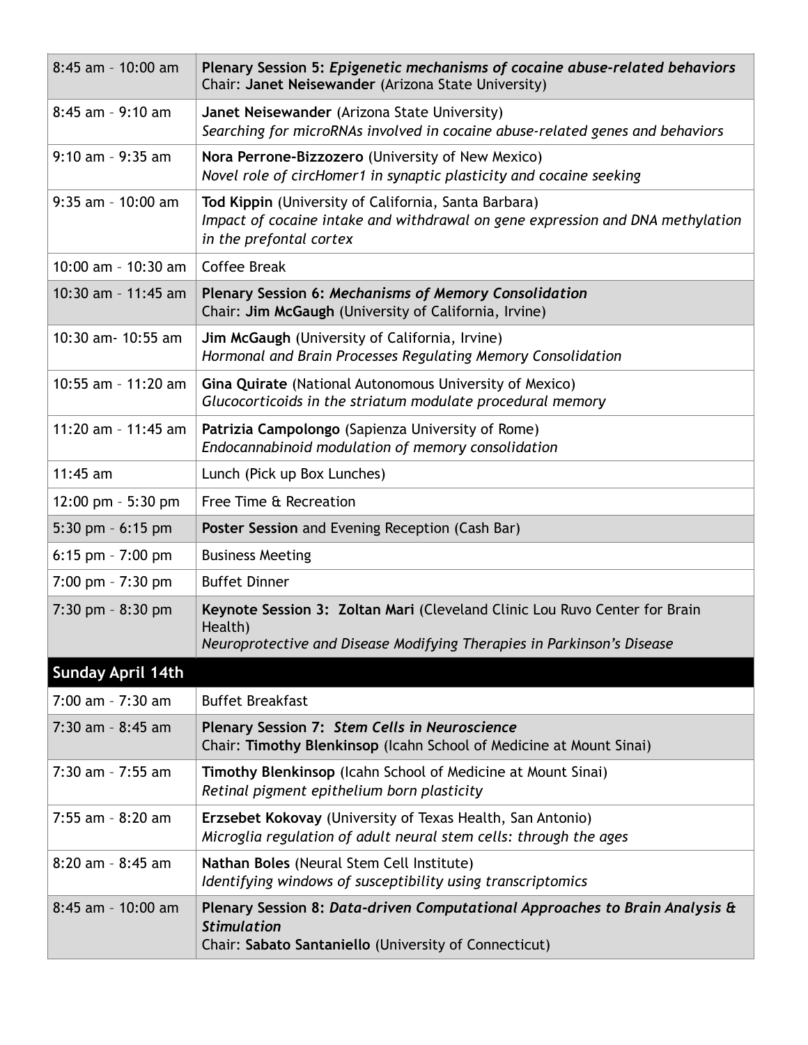| | |
|---|---|
| 8:45 am – 10:00 am | **Plenary Session 5:** ***Epigenetic mechanisms of cocaine abuse-related behaviors***<br>Chair: **Janet Neisewander** (Arizona State University) |
| 8:45 am – 9:10 am | **Janet Neisewander** (Arizona State University)<br>*Searching for microRNAs involved in cocaine abuse-related genes and behaviors* |
| 9:10 am – 9:35 am | **Nora Perrone-Bizzozero** (University of New Mexico)<br>*Novel role of circHomer1 in synaptic plasticity and cocaine seeking* |
| 9:35 am – 10:00 am | **Tod Kippin** (University of California, Santa Barbara)<br>*Impact of cocaine intake and withdrawal on gene expression and DNA methylation in the prefontal cortex* |
| 10:00 am – 10:30 am | Coffee Break |
| 10:30 am – 11:45 am | **Plenary Session 6:** ***Mechanisms of Memory Consolidation***<br>Chair: **Jim McGaugh** (University of California, Irvine) |
| 10:30 am- 10:55 am | **Jim McGaugh** (University of California, Irvine)<br>*Hormonal and Brain Processes Regulating Memory Consolidation* |
| 10:55 am – 11:20 am | **Gina Quirate** (National Autonomous University of Mexico)<br>*Glucocorticoids in the striatum modulate procedural memory* |
| 11:20 am – 11:45 am | **Patrizia Campolongo** (Sapienza University of Rome)<br>*Endocannabinoid modulation of memory consolidation* |
| 11:45 am | Lunch (Pick up Box Lunches) |
| 12:00 pm – 5:30 pm | Free Time & Recreation |
| 5:30 pm – 6:15 pm | **Poster Session** and Evening Reception (Cash Bar) |
| 6:15 pm – 7:00 pm | Business Meeting |
| 7:00 pm – 7:30 pm | Buffet Dinner |
| 7:30 pm – 8:30 pm | **Keynote Session 3: Zoltan Mari** (Cleveland Clinic Lou Ruvo Center for Brain Health)<br>*Neuroprotective and Disease Modifying Therapies in Parkinson's Disease* |
| **Sunday April 14th** | |
| 7:00 am – 7:30 am | Buffet Breakfast |
| 7:30 am – 8:45 am | **Plenary Session 7:** ***Stem Cells in Neuroscience***<br>Chair: **Timothy Blenkinsop** (Icahn School of Medicine at Mount Sinai) |
| 7:30 am – 7:55 am | **Timothy Blenkinsop** (Icahn School of Medicine at Mount Sinai)<br>*Retinal pigment epithelium born plasticity* |
| 7:55 am – 8:20 am | **Erzsebet Kokovay** (University of Texas Health, San Antonio)<br>*Microglia regulation of adult neural stem cells: through the ages* |
| 8:20 am – 8:45 am | **Nathan Boles** (Neural Stem Cell Institute)<br>*Identifying windows of susceptibility using transcriptomics* |
| 8:45 am – 10:00 am | **Plenary Session 8:** ***Data-driven Computational Approaches to Brain Analysis & Stimulation***<br>Chair: **Sabato Santaniello** (University of Connecticut) |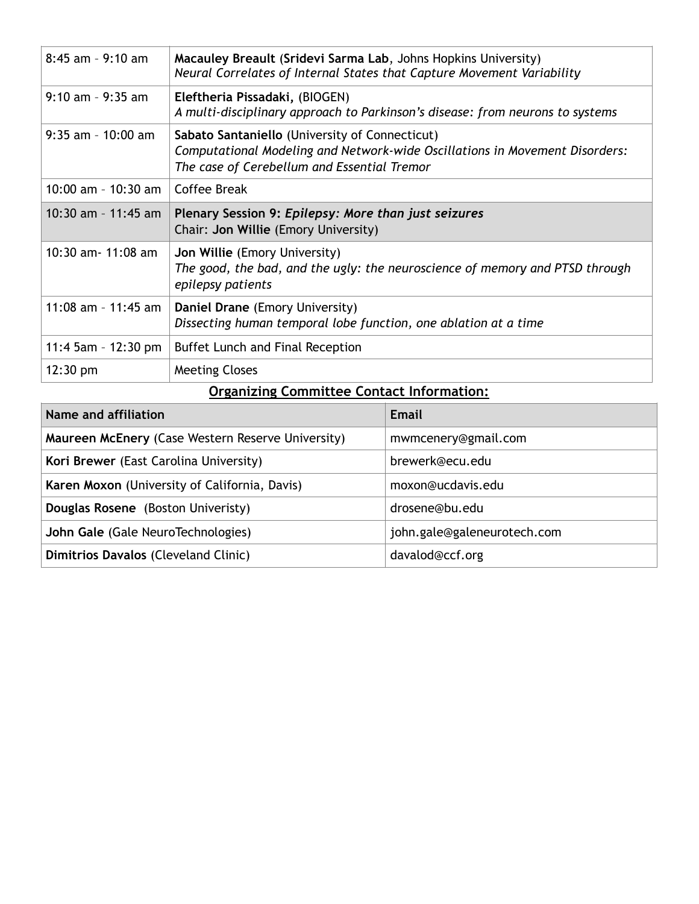| | |
|---|---|
| 8:45 am – 9:10 am | **Macauley Breault** (**Sridevi Sarma Lab**, Johns Hopkins University)<br>*Neural Correlates of Internal States that Capture Movement Variability* |
| 9:10 am – 9:35 am | **Eleftheria Pissadaki,** (BIOGEN)<br>*A multi-disciplinary approach to Parkinson's disease: from neurons to systems* |
| 9:35 am – 10:00 am | **Sabato Santaniello** (University of Connecticut)<br>*Computational Modeling and Network-wide Oscillations in Movement Disorders: The case of Cerebellum and Essential Tremor* |
| 10:00 am – 10:30 am | Coffee Break |
| 10:30 am – 11:45 am | **Plenary Session 9:** ***Epilepsy: More than just seizures***<br>Chair: **Jon Willie** (Emory University) |
| 10:30 am- 11:08 am | **Jon Willie** (Emory University)<br>*The good, the bad, and the ugly: the neuroscience of memory and PTSD through epilepsy patients* |
| 11:08 am – 11:45 am | **Daniel Drane** (Emory University)<br>*Dissecting human temporal lobe function, one ablation at a time* |
| 11:4 5am – 12:30 pm | Buffet Lunch and Final Reception |
| 12:30 pm | Meeting Closes |

## Organizing Committee Contact Information:

| Name and affiliation | Email |
|---|---|
| **Maureen McEnery** (Case Western Reserve University) | mwmcenery@gmail.com |
| **Kori Brewer** (East Carolina University) | brewerk@ecu.edu |
| **Karen Moxon** (University of California, Davis) | moxon@ucdavis.edu |
| **Douglas Rosene** (Boston Univeristy) | drosene@bu.edu |
| **John Gale** (Gale NeuroTechnologies) | john.gale@galeneurotech.com |
| **Dimitrios Davalos** (Cleveland Clinic) | davalod@ccf.org |